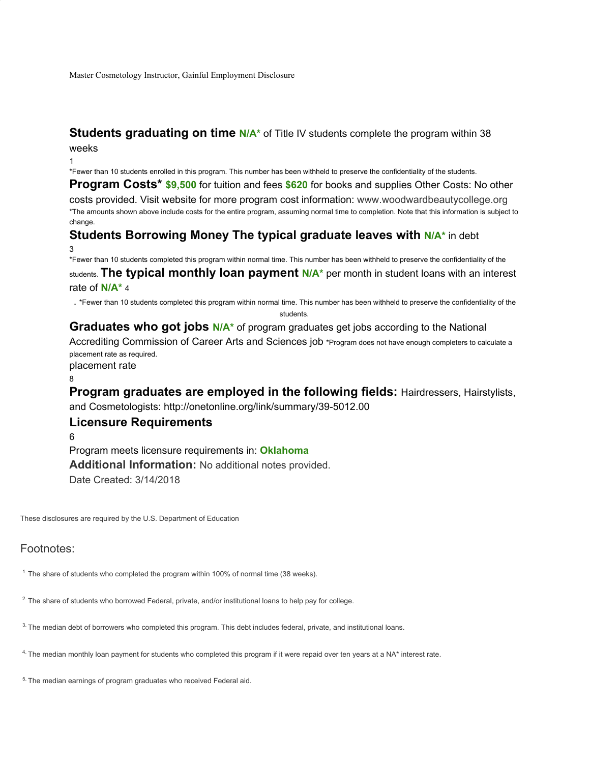Master Cosmetology Instructor, Gainful Employment Disclosure

**Students graduating on time** **N/A*** of Title IV students complete the program within 38 weeks

1

*Fewer than 10 students enrolled in this program. This number has been withheld to preserve the confidentiality of the students.

**Program Costs*** **$9,500** for tuition and fees **$620** for books and supplies Other Costs: No other costs provided. Visit website for more program cost information: www.woodwardbeautycollege.org

*The amounts shown above include costs for the entire program, assuming normal time to completion. Note that this information is subject to change.

**Students Borrowing Money The typical graduate leaves with** **N/A*** in debt

3

*Fewer than 10 students completed this program within normal time. This number has been withheld to preserve the confidentiality of the students. **The typical monthly loan payment** **N/A*** per month in student loans with an interest rate of **N/A*** 4

. *Fewer than 10 students completed this program within normal time. This number has been withheld to preserve the confidentiality of the students.

**Graduates who got jobs** **N/A*** of program graduates get jobs according to the National Accrediting Commission of Career Arts and Sciences job *Program does not have enough completers to calculate a placement rate as required.

placement rate

8

**Program graduates are employed in the following fields:** Hairdressers, Hairstylists, and Cosmetologists: http://onetonline.org/link/summary/39-5012.00

**Licensure Requirements**

6

Program meets licensure requirements in: **Oklahoma**

**Additional Information:** No additional notes provided.

Date Created: 3/14/2018

These disclosures are required by the U.S. Department of Education

## Footnotes:

[1] The share of students who completed the program within 100% of normal time (38 weeks).

[2] The share of students who borrowed Federal, private, and/or institutional loans to help pay for college.

[3] The median debt of borrowers who completed this program. This debt includes federal, private, and institutional loans.

[4] The median monthly loan payment for students who completed this program if it were repaid over ten years at a NA* interest rate.

[5] The median earnings of program graduates who received Federal aid.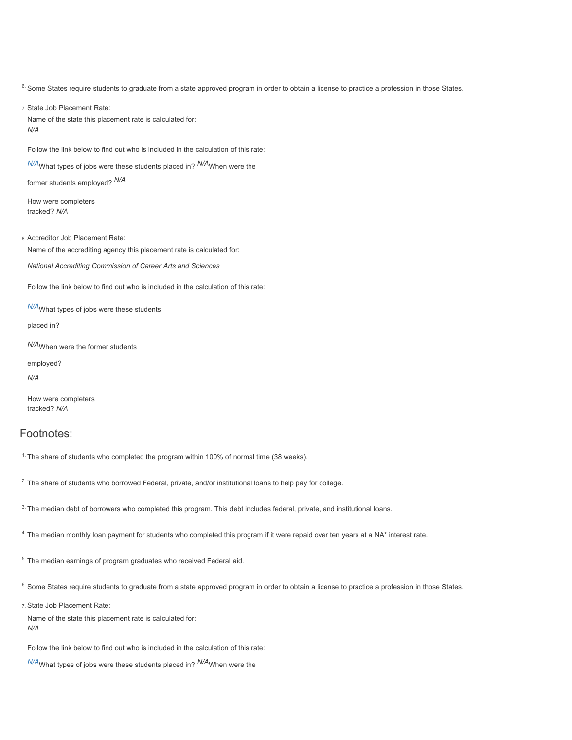[6] Some States require students to graduate from a state approved program in order to obtain a license to practice a profession in those States.

7. State Job Placement Rate:

Name of the state this placement rate is calculated for:
*N/A*

Follow the link below to find out who is included in the calculation of this rate:

*N/A* What types of jobs were these students placed in? *N/A* When were the former students employed? *N/A*

How were completers tracked? *N/A*

8. Accreditor Job Placement Rate:

Name of the accrediting agency this placement rate is calculated for:

*National Accrediting Commission of Career Arts and Sciences*

Follow the link below to find out who is included in the calculation of this rate:

*N/A* What types of jobs were these students placed in?

*N/A* When were the former students employed?

*N/A*

How were completers tracked? *N/A*

## Footnotes:

[1] The share of students who completed the program within 100% of normal time (38 weeks).

[2] The share of students who borrowed Federal, private, and/or institutional loans to help pay for college.

[3] The median debt of borrowers who completed this program. This debt includes federal, private, and institutional loans.

[4] The median monthly loan payment for students who completed this program if it were repaid over ten years at a NA* interest rate.

[5] The median earnings of program graduates who received Federal aid.

[6] Some States require students to graduate from a state approved program in order to obtain a license to practice a profession in those States.

7. State Job Placement Rate:

Name of the state this placement rate is calculated for:
*N/A*

Follow the link below to find out who is included in the calculation of this rate:

*N/A* What types of jobs were these students placed in? *N/A* When were the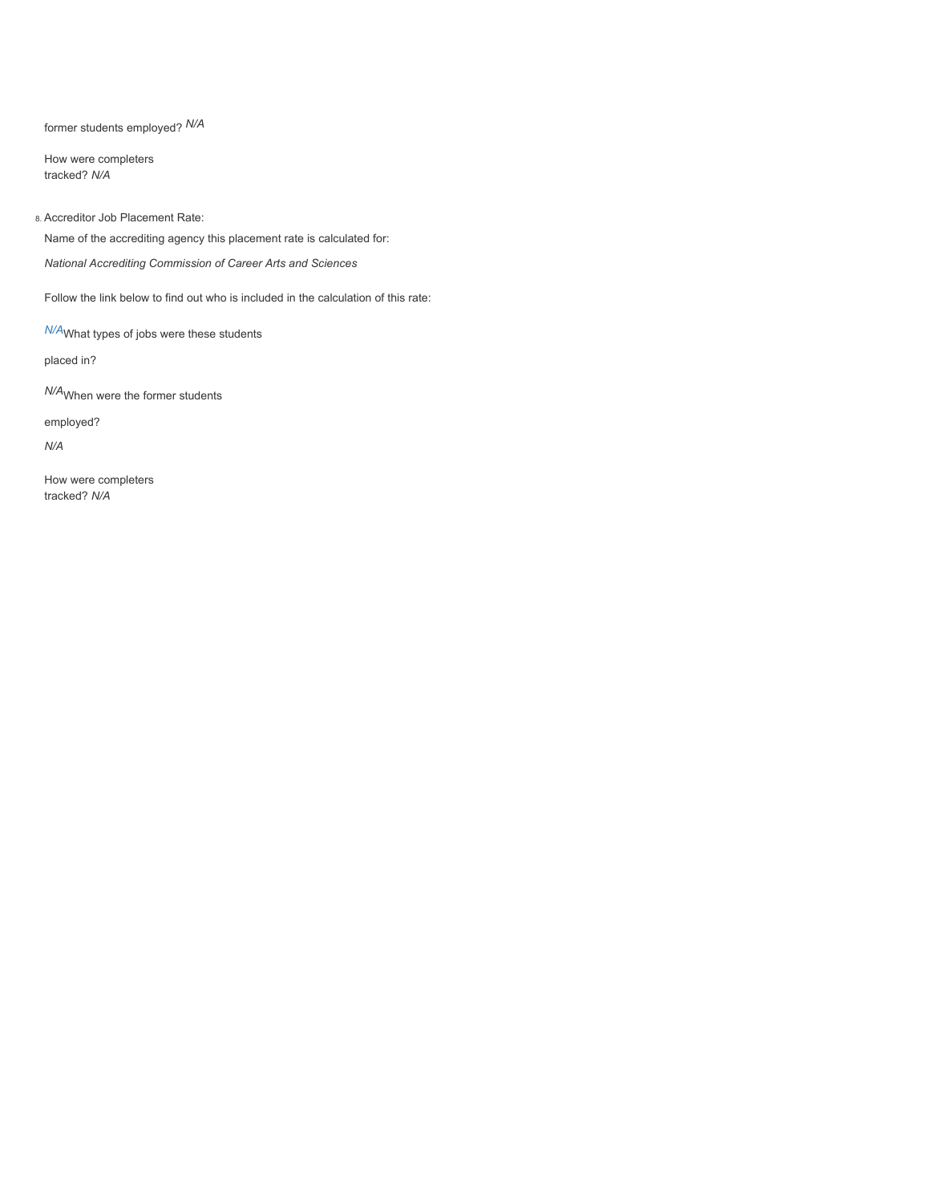former students employed? *N/A*

How were completers tracked? *N/A*

8. Accreditor Job Placement Rate:

   Name of the accrediting agency this placement rate is calculated for:

   *National Accrediting Commission of Career Arts and Sciences*

   Follow the link below to find out who is included in the calculation of this rate:

   *N/A*

   What types of jobs were these students placed in?

   *N/A*

   When were the former students employed?

   *N/A*

   How were completers tracked? *N/A*